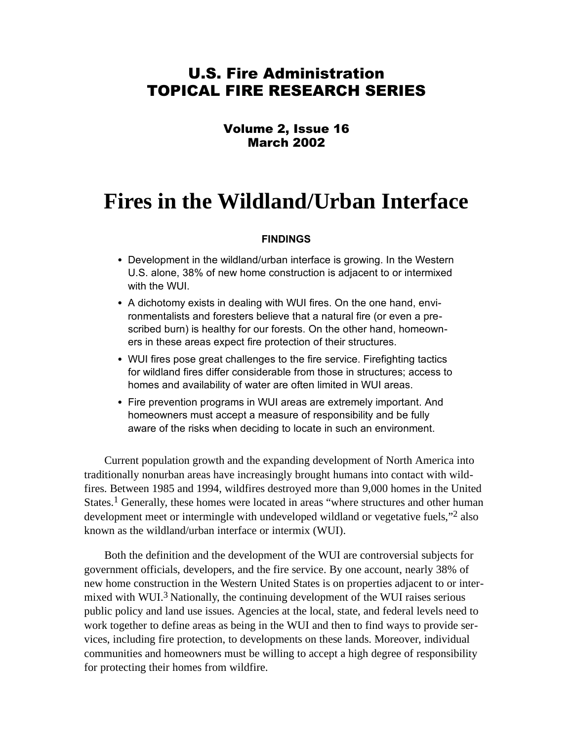## U.S. Fire Administration
## TOPICAL FIRE RESEARCH SERIES

**Volume 2, Issue 16**
**March 2002**

# Fires in the Wildland/Urban Interface

**FINDINGS**

- Development in the wildland/urban interface is growing. In the Western U.S. alone, 38% of new home construction is adjacent to or intermixed with the WUI.
- A dichotomy exists in dealing with WUI fires. On the one hand, environmentalists and foresters believe that a natural fire (or even a prescribed burn) is healthy for our forests. On the other hand, homeowners in these areas expect fire protection of their structures.
- WUI fires pose great challenges to the fire service. Firefighting tactics for wildland fires differ considerable from those in structures; access to homes and availability of water are often limited in WUI areas.
- Fire prevention programs in WUI areas are extremely important. And homeowners must accept a measure of responsibility and be fully aware of the risks when deciding to locate in such an environment.

Current population growth and the expanding development of North America into traditionally nonurban areas have increasingly brought humans into contact with wildfires. Between 1985 and 1994, wildfires destroyed more than 9,000 homes in the United States.[1] Generally, these homes were located in areas "where structures and other human development meet or intermingle with undeveloped wildland or vegetative fuels,"[2] also known as the wildland/urban interface or intermix (WUI).

Both the definition and the development of the WUI are controversial subjects for government officials, developers, and the fire service. By one account, nearly 38% of new home construction in the Western United States is on properties adjacent to or intermixed with WUI.[3] Nationally, the continuing development of the WUI raises serious public policy and land use issues. Agencies at the local, state, and federal levels need to work together to define areas as being in the WUI and then to find ways to provide services, including fire protection, to developments on these lands. Moreover, individual communities and homeowners must be willing to accept a high degree of responsibility for protecting their homes from wildfire.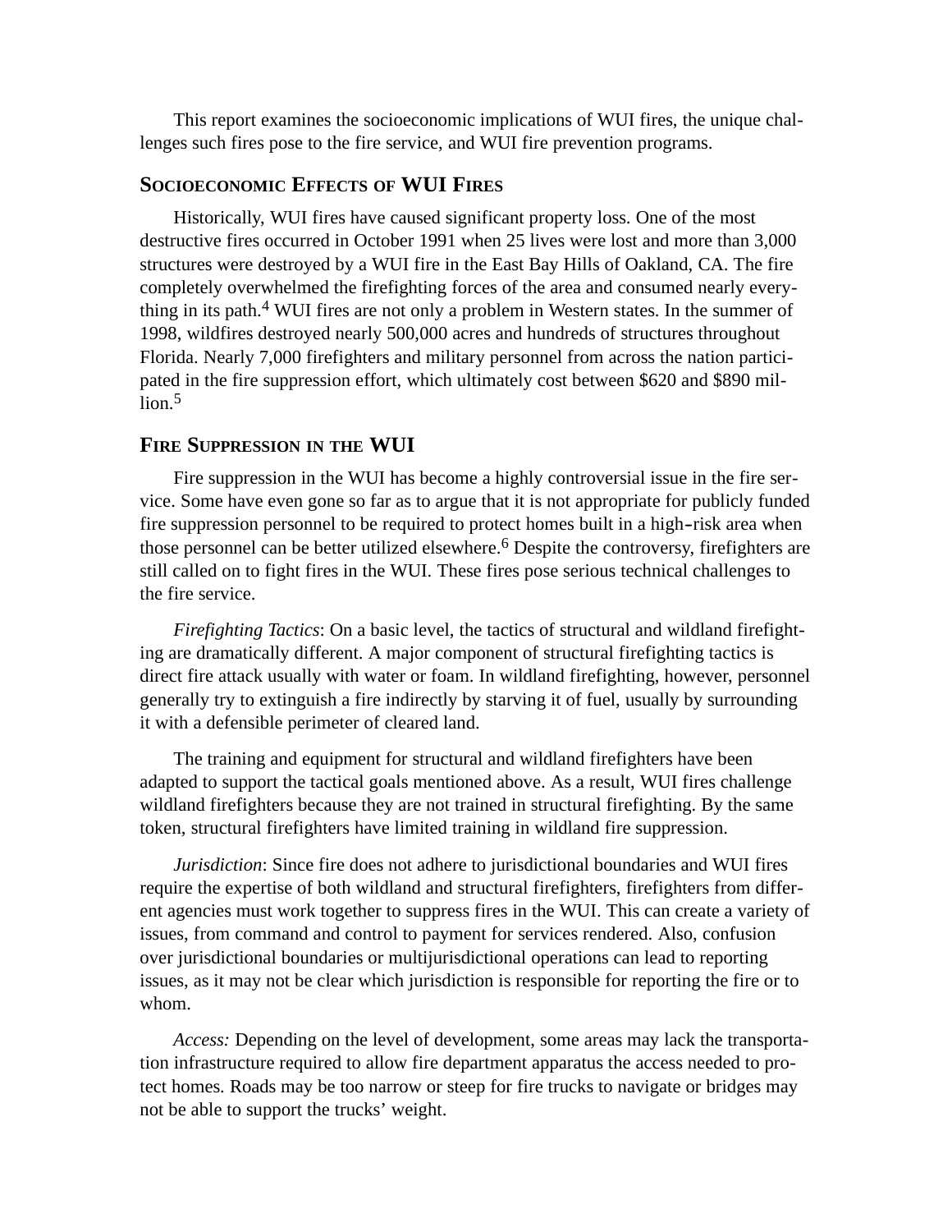This report examines the socioeconomic implications of WUI fires, the unique challenges such fires pose to the fire service, and WUI fire prevention programs.

## Socioeconomic Effects of WUI Fires

Historically, WUI fires have caused significant property loss. One of the most destructive fires occurred in October 1991 when 25 lives were lost and more than 3,000 structures were destroyed by a WUI fire in the East Bay Hills of Oakland, CA. The fire completely overwhelmed the firefighting forces of the area and consumed nearly everything in its path.[4] WUI fires are not only a problem in Western states. In the summer of 1998, wildfires destroyed nearly 500,000 acres and hundreds of structures throughout Florida. Nearly 7,000 firefighters and military personnel from across the nation participated in the fire suppression effort, which ultimately cost between $620 and $890 million.[5]

## Fire Suppression in the WUI

Fire suppression in the WUI has become a highly controversial issue in the fire service. Some have even gone so far as to argue that it is not appropriate for publicly funded fire suppression personnel to be required to protect homes built in a high-risk area when those personnel can be better utilized elsewhere.[6] Despite the controversy, firefighters are still called on to fight fires in the WUI. These fires pose serious technical challenges to the fire service.

*Firefighting Tactics*: On a basic level, the tactics of structural and wildland firefighting are dramatically different. A major component of structural firefighting tactics is direct fire attack usually with water or foam. In wildland firefighting, however, personnel generally try to extinguish a fire indirectly by starving it of fuel, usually by surrounding it with a defensible perimeter of cleared land.

The training and equipment for structural and wildland firefighters have been adapted to support the tactical goals mentioned above. As a result, WUI fires challenge wildland firefighters because they are not trained in structural firefighting. By the same token, structural firefighters have limited training in wildland fire suppression.

*Jurisdiction*: Since fire does not adhere to jurisdictional boundaries and WUI fires require the expertise of both wildland and structural firefighters, firefighters from different agencies must work together to suppress fires in the WUI. This can create a variety of issues, from command and control to payment for services rendered. Also, confusion over jurisdictional boundaries or multijurisdictional operations can lead to reporting issues, as it may not be clear which jurisdiction is responsible for reporting the fire or to whom.

*Access:* Depending on the level of development, some areas may lack the transportation infrastructure required to allow fire department apparatus the access needed to protect homes. Roads may be too narrow or steep for fire trucks to navigate or bridges may not be able to support the trucks' weight.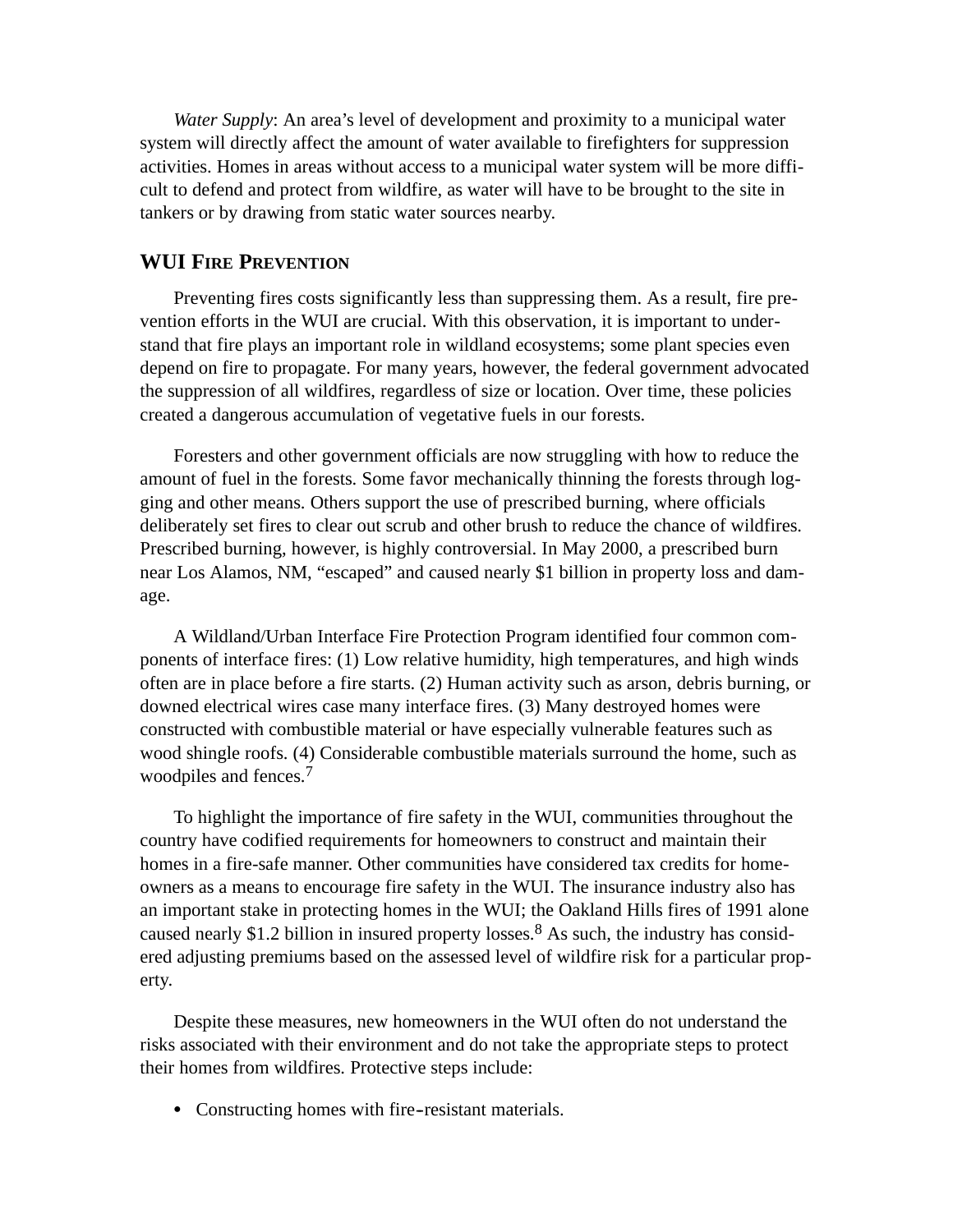*Water Supply*: An area's level of development and proximity to a municipal water system will directly affect the amount of water available to firefighters for suppression activities. Homes in areas without access to a municipal water system will be more difficult to defend and protect from wildfire, as water will have to be brought to the site in tankers or by drawing from static water sources nearby.

## WUI Fire Prevention

Preventing fires costs significantly less than suppressing them. As a result, fire prevention efforts in the WUI are crucial. With this observation, it is important to understand that fire plays an important role in wildland ecosystems; some plant species even depend on fire to propagate. For many years, however, the federal government advocated the suppression of all wildfires, regardless of size or location. Over time, these policies created a dangerous accumulation of vegetative fuels in our forests.

Foresters and other government officials are now struggling with how to reduce the amount of fuel in the forests. Some favor mechanically thinning the forests through logging and other means. Others support the use of prescribed burning, where officials deliberately set fires to clear out scrub and other brush to reduce the chance of wildfires. Prescribed burning, however, is highly controversial. In May 2000, a prescribed burn near Los Alamos, NM, "escaped" and caused nearly $1 billion in property loss and damage.

A Wildland/Urban Interface Fire Protection Program identified four common components of interface fires: (1) Low relative humidity, high temperatures, and high winds often are in place before a fire starts. (2) Human activity such as arson, debris burning, or downed electrical wires case many interface fires. (3) Many destroyed homes were constructed with combustible material or have especially vulnerable features such as wood shingle roofs. (4) Considerable combustible materials surround the home, such as woodpiles and fences.[7]

To highlight the importance of fire safety in the WUI, communities throughout the country have codified requirements for homeowners to construct and maintain their homes in a fire-safe manner. Other communities have considered tax credits for homeowners as a means to encourage fire safety in the WUI. The insurance industry also has an important stake in protecting homes in the WUI; the Oakland Hills fires of 1991 alone caused nearly $1.2 billion in insured property losses.[8] As such, the industry has considered adjusting premiums based on the assessed level of wildfire risk for a particular property.

Despite these measures, new homeowners in the WUI often do not understand the risks associated with their environment and do not take the appropriate steps to protect their homes from wildfires. Protective steps include:

- Constructing homes with fire-resistant materials.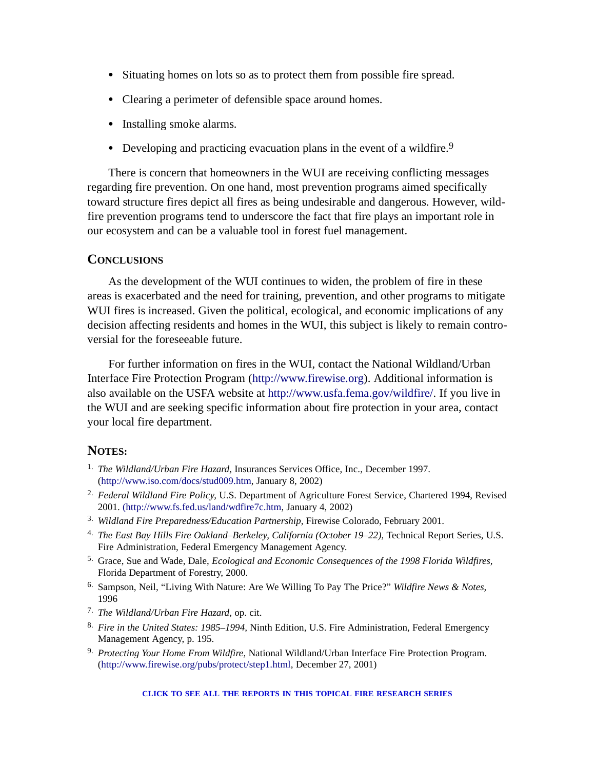- Situating homes on lots so as to protect them from possible fire spread.
- Clearing a perimeter of defensible space around homes.
- Installing smoke alarms.
- Developing and practicing evacuation plans in the event of a wildfire.[9]

There is concern that homeowners in the WUI are receiving conflicting messages regarding fire prevention. On one hand, most prevention programs aimed specifically toward structure fires depict all fires as being undesirable and dangerous. However, wildfire prevention programs tend to underscore the fact that fire plays an important role in our ecosystem and can be a valuable tool in forest fuel management.

## Conclusions

As the development of the WUI continues to widen, the problem of fire in these areas is exacerbated and the need for training, prevention, and other programs to mitigate WUI fires is increased. Given the political, ecological, and economic implications of any decision affecting residents and homes in the WUI, this subject is likely to remain controversial for the foreseeable future.

For further information on fires in the WUI, contact the National Wildland/Urban Interface Fire Protection Program (http://www.firewise.org). Additional information is also available on the USFA website at http://www.usfa.fema.gov/wildfire/. If you live in the WUI and are seeking specific information about fire protection in your area, contact your local fire department.

## Notes:

1. *The Wildland/Urban Fire Hazard,* Insurances Services Office, Inc., December 1997. (http://www.iso.com/docs/stud009.htm, January 8, 2002)
2. *Federal Wildland Fire Policy,* U.S. Department of Agriculture Forest Service, Chartered 1994, Revised 2001. (http://www.fs.fed.us/land/wdfire7c.htm, January 4, 2002)
3. *Wildland Fire Preparedness/Education Partnership,* Firewise Colorado, February 2001.
4. *The East Bay Hills Fire Oakland–Berkeley, California (October 19–22),* Technical Report Series, U.S. Fire Administration, Federal Emergency Management Agency.
5. Grace, Sue and Wade, Dale, *Ecological and Economic Consequences of the 1998 Florida Wildfires,* Florida Department of Forestry, 2000.
6. Sampson, Neil, "Living With Nature: Are We Willing To Pay The Price?" *Wildfire News & Notes,* 1996
7. *The Wildland/Urban Fire Hazard,* op. cit.
8. *Fire in the United States: 1985–1994,* Ninth Edition, U.S. Fire Administration, Federal Emergency Management Agency, p. 195.
9. *Protecting Your Home From Wildfire,* National Wildland/Urban Interface Fire Protection Program. (http://www.firewise.org/pubs/protect/step1.html, December 27, 2001)

**CLICK TO SEE ALL THE REPORTS IN THIS TOPICAL FIRE RESEARCH SERIES**